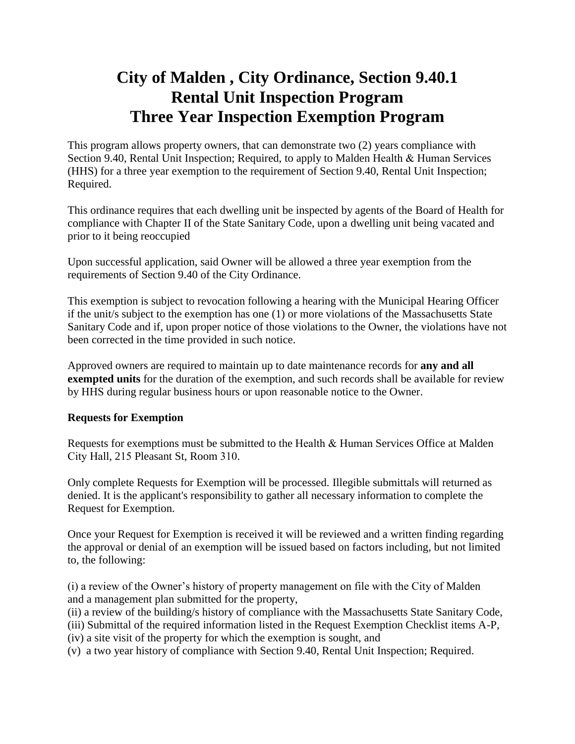# City of Malden , City Ordinance, Section 9.40.1
# Rental Unit Inspection Program
# Three Year Inspection Exemption Program

This program allows property owners, that can demonstrate two (2) years compliance with Section 9.40, Rental Unit Inspection; Required, to apply to Malden Health & Human Services (HHS) for a three year exemption to the requirement of Section 9.40, Rental Unit Inspection; Required.

This ordinance requires that each dwelling unit be inspected by agents of the Board of Health for compliance with Chapter II of the State Sanitary Code, upon a dwelling unit being vacated and prior to it being reoccupied

Upon successful application, said Owner will be allowed a three year exemption from the requirements of Section 9.40 of the City Ordinance.

This exemption is subject to revocation following a hearing with the Municipal Hearing Officer if the unit/s subject to the exemption has one (1) or more violations of the Massachusetts State Sanitary Code and if, upon proper notice of those violations to the Owner, the violations have not been corrected in the time provided in such notice.

Approved owners are required to maintain up to date maintenance records for **any and all exempted units** for the duration of the exemption, and such records shall be available for review by HHS during regular business hours or upon reasonable notice to the Owner.

**Requests for Exemption**

Requests for exemptions must be submitted to the Health & Human Services Office at Malden City Hall, 215 Pleasant St, Room 310.

Only complete Requests for Exemption will be processed. Illegible submittals will returned as denied. It is the applicant's responsibility to gather all necessary information to complete the Request for Exemption.

Once your Request for Exemption is received it will be reviewed and a written finding regarding the approval or denial of an exemption will be issued based on factors including, but not limited to, the following:

(i) a review of the Owner's history of property management on file with the City of Malden and a management plan submitted for the property,
(ii) a review of the building/s history of compliance with the Massachusetts State Sanitary Code,
(iii) Submittal of the required information listed in the Request Exemption Checklist items A-P,
(iv) a site visit of the property for which the exemption is sought, and
(v) a two year history of compliance with Section 9.40, Rental Unit Inspection; Required.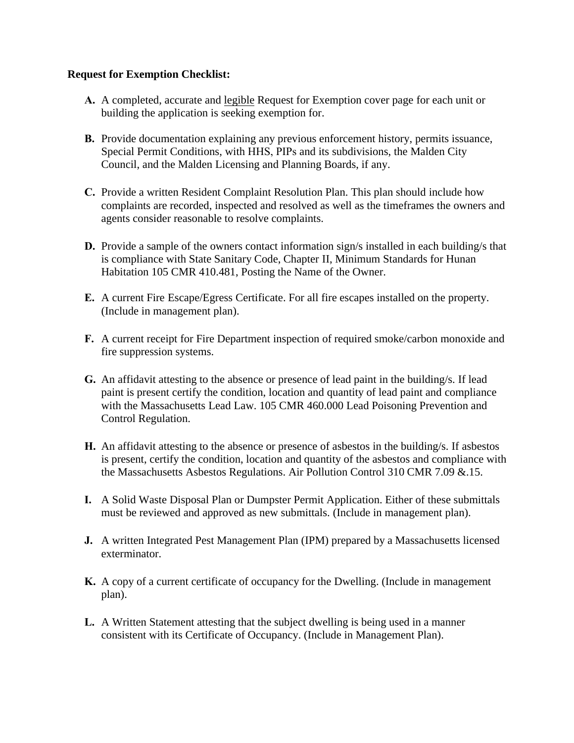**Request for Exemption Checklist:**

**A.** A completed, accurate and <u>legible</u> Request for Exemption cover page for each unit or building the application is seeking exemption for.

**B.** Provide documentation explaining any previous enforcement history, permits issuance, Special Permit Conditions, with HHS, PIPs and its subdivisions, the Malden City Council, and the Malden Licensing and Planning Boards, if any.

**C.** Provide a written Resident Complaint Resolution Plan. This plan should include how complaints are recorded, inspected and resolved as well as the timeframes the owners and agents consider reasonable to resolve complaints.

**D.** Provide a sample of the owners contact information sign/s installed in each building/s that is compliance with State Sanitary Code, Chapter II, Minimum Standards for Hunan Habitation 105 CMR 410.481, Posting the Name of the Owner.

**E.** A current Fire Escape/Egress Certificate. For all fire escapes installed on the property. (Include in management plan).

**F.** A current receipt for Fire Department inspection of required smoke/carbon monoxide and fire suppression systems.

**G.** An affidavit attesting to the absence or presence of lead paint in the building/s. If lead paint is present certify the condition, location and quantity of lead paint and compliance with the Massachusetts Lead Law. 105 CMR 460.000 Lead Poisoning Prevention and Control Regulation.

**H.** An affidavit attesting to the absence or presence of asbestos in the building/s. If asbestos is present, certify the condition, location and quantity of the asbestos and compliance with the Massachusetts Asbestos Regulations. Air Pollution Control 310 CMR 7.09 &.15.

**I.** A Solid Waste Disposal Plan or Dumpster Permit Application. Either of these submittals must be reviewed and approved as new submittals. (Include in management plan).

**J.** A written Integrated Pest Management Plan (IPM) prepared by a Massachusetts licensed exterminator.

**K.** A copy of a current certificate of occupancy for the Dwelling. (Include in management plan).

**L.** A Written Statement attesting that the subject dwelling is being used in a manner consistent with its Certificate of Occupancy. (Include in Management Plan).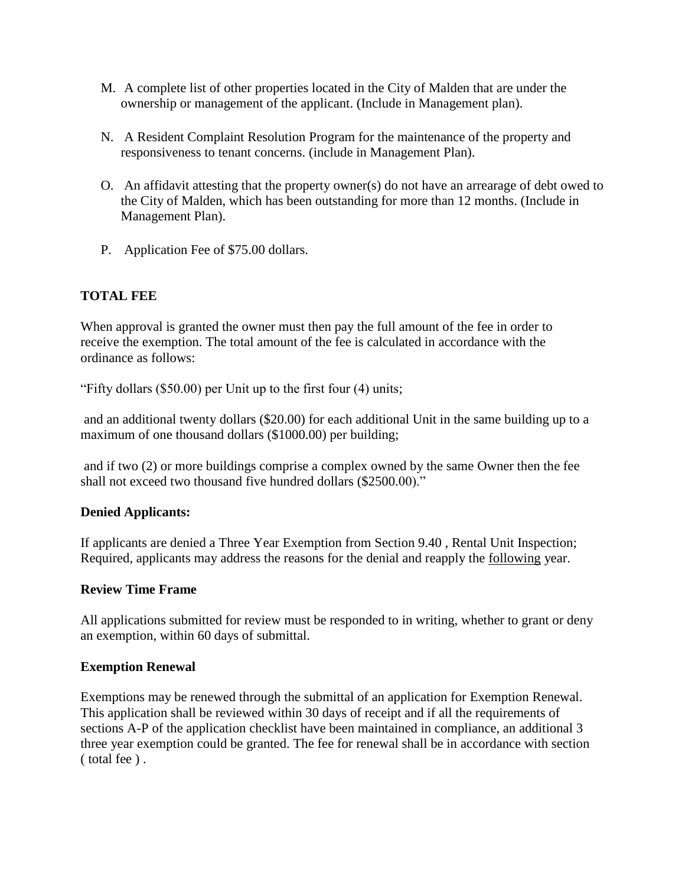M. A complete list of other properties located in the City of Malden that are under the ownership or management of the applicant. (Include in Management plan).

N. A Resident Complaint Resolution Program for the maintenance of the property and responsiveness to tenant concerns. (include in Management Plan).

O. An affidavit attesting that the property owner(s) do not have an arrearage of debt owed to the City of Malden, which has been outstanding for more than 12 months. (Include in Management Plan).

P. Application Fee of $75.00 dollars.

**TOTAL FEE**

When approval is granted the owner must then pay the full amount of the fee in order to receive the exemption. The total amount of the fee is calculated in accordance with the ordinance as follows:

"Fifty dollars ($50.00) per Unit up to the first four (4) units;

and an additional twenty dollars ($20.00) for each additional Unit in the same building up to a maximum of one thousand dollars ($1000.00) per building;

and if two (2) or more buildings comprise a complex owned by the same Owner then the fee shall not exceed two thousand five hundred dollars ($2500.00)."

**Denied Applicants:**

If applicants are denied a Three Year Exemption from Section 9.40 , Rental Unit Inspection; Required, applicants may address the reasons for the denial and reapply the <u>following</u> year.

**Review Time Frame**

All applications submitted for review must be responded to in writing, whether to grant or deny an exemption, within 60 days of submittal.

**Exemption Renewal**

Exemptions may be renewed through the submittal of an application for Exemption Renewal. This application shall be reviewed within 30 days of receipt and if all the requirements of sections A-P of the application checklist have been maintained in compliance, an additional 3 three year exemption could be granted. The fee for renewal shall be in accordance with section ( total fee ) .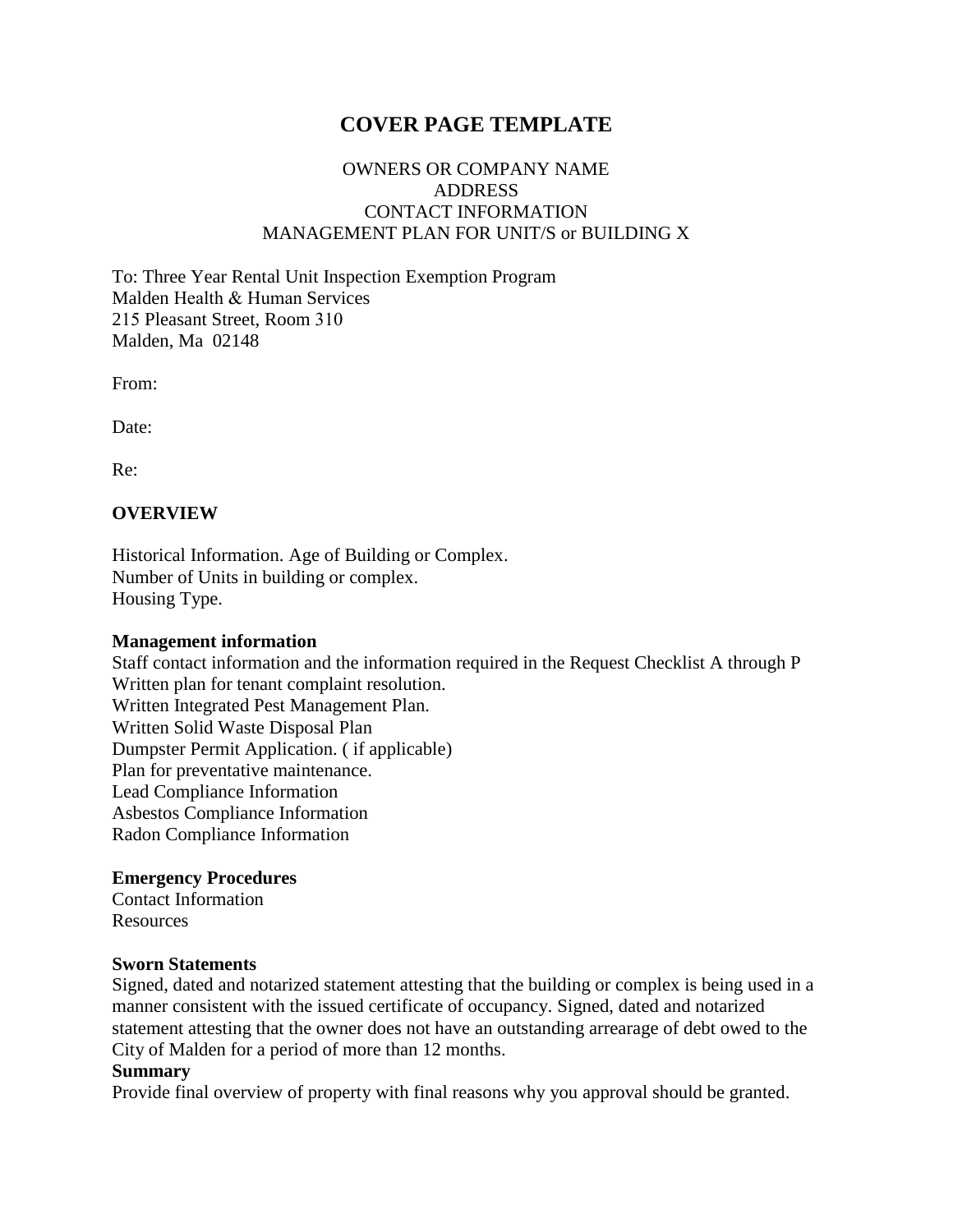# COVER PAGE TEMPLATE

OWNERS OR COMPANY NAME
ADDRESS
CONTACT INFORMATION
MANAGEMENT PLAN FOR UNIT/S or BUILDING X

To: Three Year Rental Unit Inspection Exemption Program
Malden Health & Human Services
215 Pleasant Street, Room 310
Malden, Ma 02148

From:

Date:

Re:

**OVERVIEW**

Historical Information. Age of Building or Complex.
Number of Units in building or complex.
Housing Type.

**Management information**
Staff contact information and the information required in the Request Checklist A through P
Written plan for tenant complaint resolution.
Written Integrated Pest Management Plan.
Written Solid Waste Disposal Plan
Dumpster Permit Application. ( if applicable)
Plan for preventative maintenance.
Lead Compliance Information
Asbestos Compliance Information
Radon Compliance Information

**Emergency Procedures**
Contact Information
Resources

**Sworn Statements**
Signed, dated and notarized statement attesting that the building or complex is being used in a manner consistent with the issued certificate of occupancy. Signed, dated and notarized statement attesting that the owner does not have an outstanding arrearage of debt owed to the City of Malden for a period of more than 12 months.

**Summary**
Provide final overview of property with final reasons why you approval should be granted.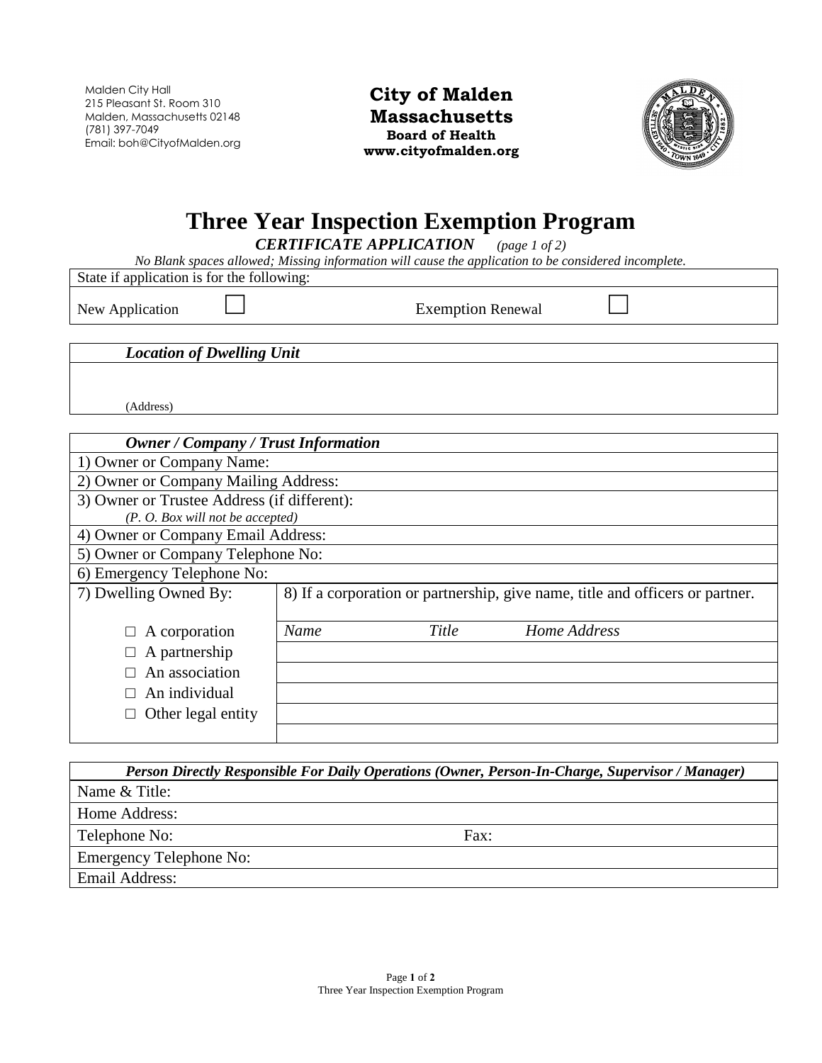Malden City Hall
215 Pleasant St. Room 310
Malden, Massachusetts 02148
(781) 397-7049
Email: boh@CityofMalden.org

**City of Malden**
**Massachusetts**
**Board of Health**
**www.cityofmalden.org**

# Three Year Inspection Exemption Program

***CERTIFICATE APPLICATION*** *(page 1 of 2)*

*No Blank spaces allowed; Missing information will cause the application to be considered incomplete.*

| State if application is for the following: | | | |
|---|---|---|---|
| New Application | ☐ | Exemption Renewal | ☐ |

| ***Location of Dwelling Unit*** |
|---|
| (Address) |

| ***Owner / Company / Trust Information*** | | | |
|---|---|---|---|
| 1) Owner or Company Name: | | | |
| 2) Owner or Company Mailing Address: | | | |
| 3) Owner or Trustee Address (if different): *(P. O. Box will not be accepted)* | | | |
| 4) Owner or Company Email Address: | | | |
| 5) Owner or Company Telephone No: | | | |
| 6) Emergency Telephone No: | | | |
| 7) Dwelling Owned By: | 8) If a corporation or partnership, give name, title and officers or partner. | | |
| □ A corporation | *Name* | *Title* | *Home Address* |
| □ A partnership | | | |
| □ An association | | | |
| □ An individual | | | |
| □ Other legal entity | | | |
| | | | |

| ***Person Directly Responsible For Daily Operations (Owner, Person-In-Charge, Supervisor / Manager)*** | |
|---|---|
| Name & Title: | |
| Home Address: | |
| Telephone No: | Fax: |
| Emergency Telephone No: | |
| Email Address: | |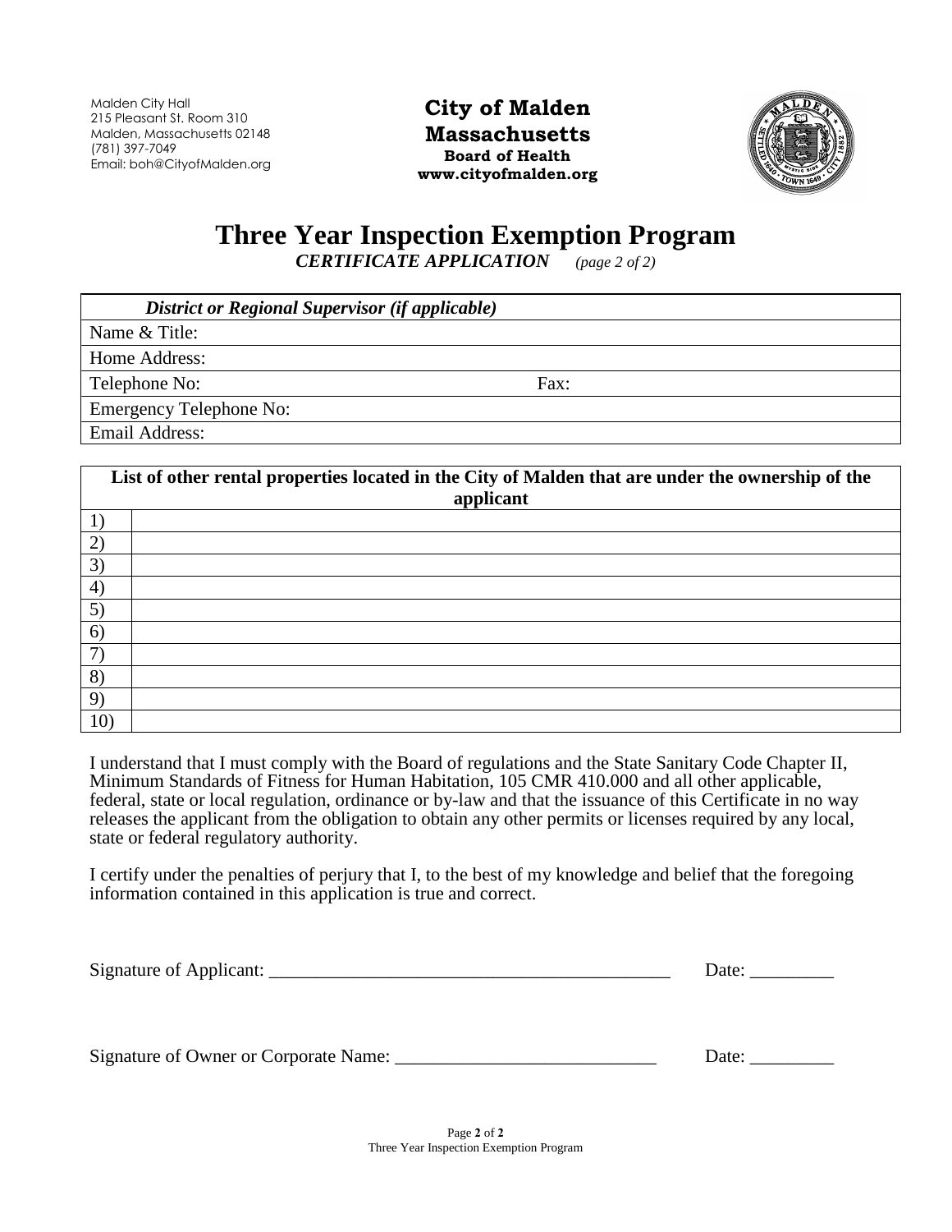Malden City Hall
215 Pleasant St. Room 310
Malden, Massachusetts 02148
(781) 397-7049
Email: boh@CityofMalden.org

**City of Malden**
**Massachusetts**
**Board of Health**
**www.cityofmalden.org**

# Three Year Inspection Exemption Program

***CERTIFICATE APPLICATION*** *(page 2 of 2)*

| ***District or Regional Supervisor (if applicable)*** | |
|---|---|
| Name & Title: | |
| Home Address: | |
| Telephone No: | Fax: |
| Emergency Telephone No: | |
| Email Address: | |

| **List of other rental properties located in the City of Malden that are under the ownership of the applicant** | |
|---|---|
| 1) | |
| 2) | |
| 3) | |
| 4) | |
| 5) | |
| 6) | |
| 7) | |
| 8) | |
| 9) | |
| 10) | |

I understand that I must comply with the Board of regulations and the State Sanitary Code Chapter II, Minimum Standards of Fitness for Human Habitation, 105 CMR 410.000 and all other applicable, federal, state or local regulation, ordinance or by-law and that the issuance of this Certificate in no way releases the applicant from the obligation to obtain any other permits or licenses required by any local, state or federal regulatory authority.

I certify under the penalties of perjury that I, to the best of my knowledge and belief that the foregoing information contained in this application is true and correct.

Signature of Applicant: _____________________________________________ Date: _________

Signature of Owner or Corporate Name: ____________________________ Date: _________